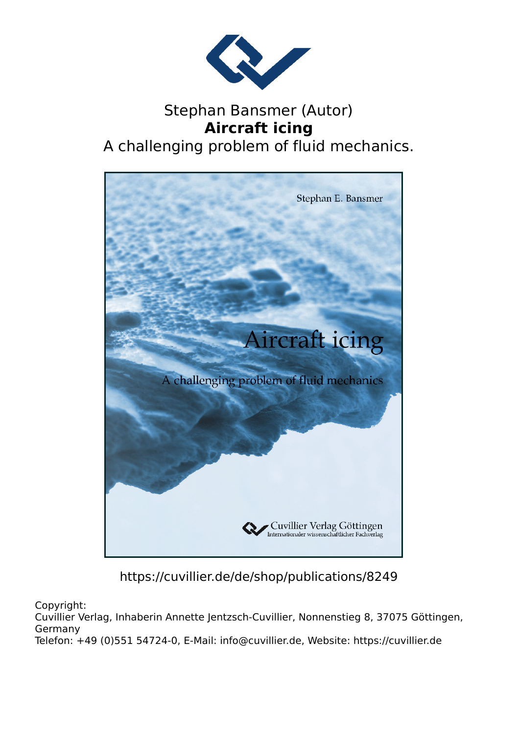Stephan Bansmer (Autor)

**Aircraft icing**

A challenging problem of fluid mechanics.

Stephan E. Bansmer

Aircraft icing

A challenging problem of fluid mechanics

Cuvillier Verlag Göttingen
Internationaler wissenschaftlicher Fachverlag

https://cuvillier.de/de/shop/publications/8249

Copyright:
Cuvillier Verlag, Inhaberin Annette Jentzsch-Cuvillier, Nonnenstieg 8, 37075 Göttingen, Germany
Telefon: +49 (0)551 54724-0, E-Mail: info@cuvillier.de, Website: https://cuvillier.de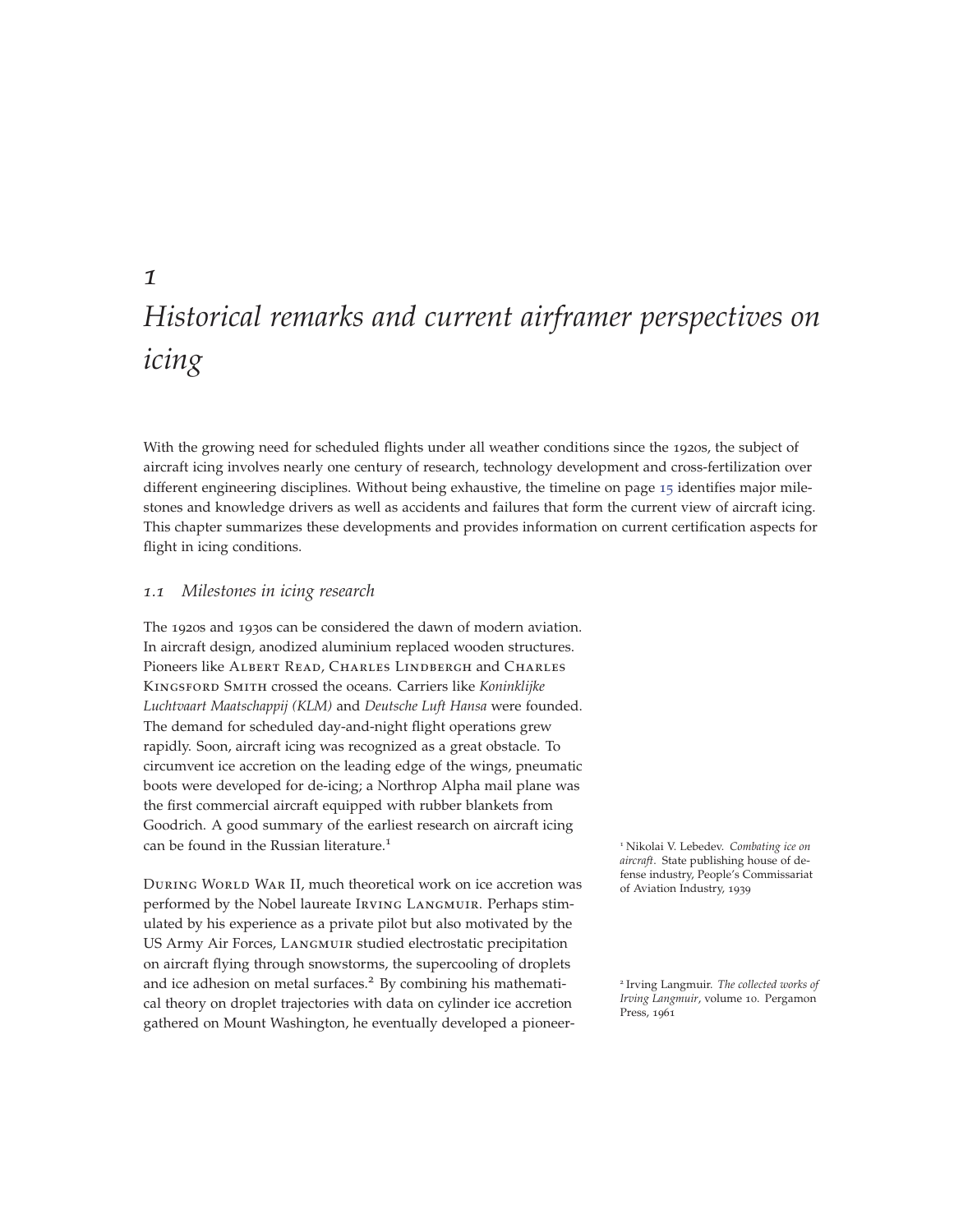# 1 Historical remarks and current airframer perspectives on icing

With the growing need for scheduled flights under all weather conditions since the 1920s, the subject of aircraft icing involves nearly one century of research, technology development and cross-fertilization over different engineering disciplines. Without being exhaustive, the timeline on page 15 identifies major milestones and knowledge drivers as well as accidents and failures that form the current view of aircraft icing. This chapter summarizes these developments and provides information on current certification aspects for flight in icing conditions.

## 1.1 Milestones in icing research

The 1920s and 1930s can be considered the dawn of modern aviation. In aircraft design, anodized aluminium replaced wooden structures. Pioneers like Albert Read, Charles Lindbergh and Charles Kingsford Smith crossed the oceans. Carriers like *Koninklijke Luchtvaart Maatschappij (KLM)* and *Deutsche Luft Hansa* were founded. The demand for scheduled day-and-night flight operations grew rapidly. Soon, aircraft icing was recognized as a great obstacle. To circumvent ice accretion on the leading edge of the wings, pneumatic boots were developed for de-icing; a Northrop Alpha mail plane was the first commercial aircraft equipped with rubber blankets from Goodrich. A good summary of the earliest research on aircraft icing can be found in the Russian literature.[1]

During World War II, much theoretical work on ice accretion was performed by the Nobel laureate Irving Langmuir. Perhaps stimulated by his experience as a private pilot but also motivated by the US Army Air Forces, Langmuir studied electrostatic precipitation on aircraft flying through snowstorms, the supercooling of droplets and ice adhesion on metal surfaces.[2] By combining his mathematical theory on droplet trajectories with data on cylinder ice accretion gathered on Mount Washington, he eventually developed a pioneer-

[1] Nikolai V. Lebedev. *Combating ice on aircraft*. State publishing house of defense industry, People's Commissariat of Aviation Industry, 1939

[2] Irving Langmuir. *The collected works of Irving Langmuir*, volume 10. Pergamon Press, 1961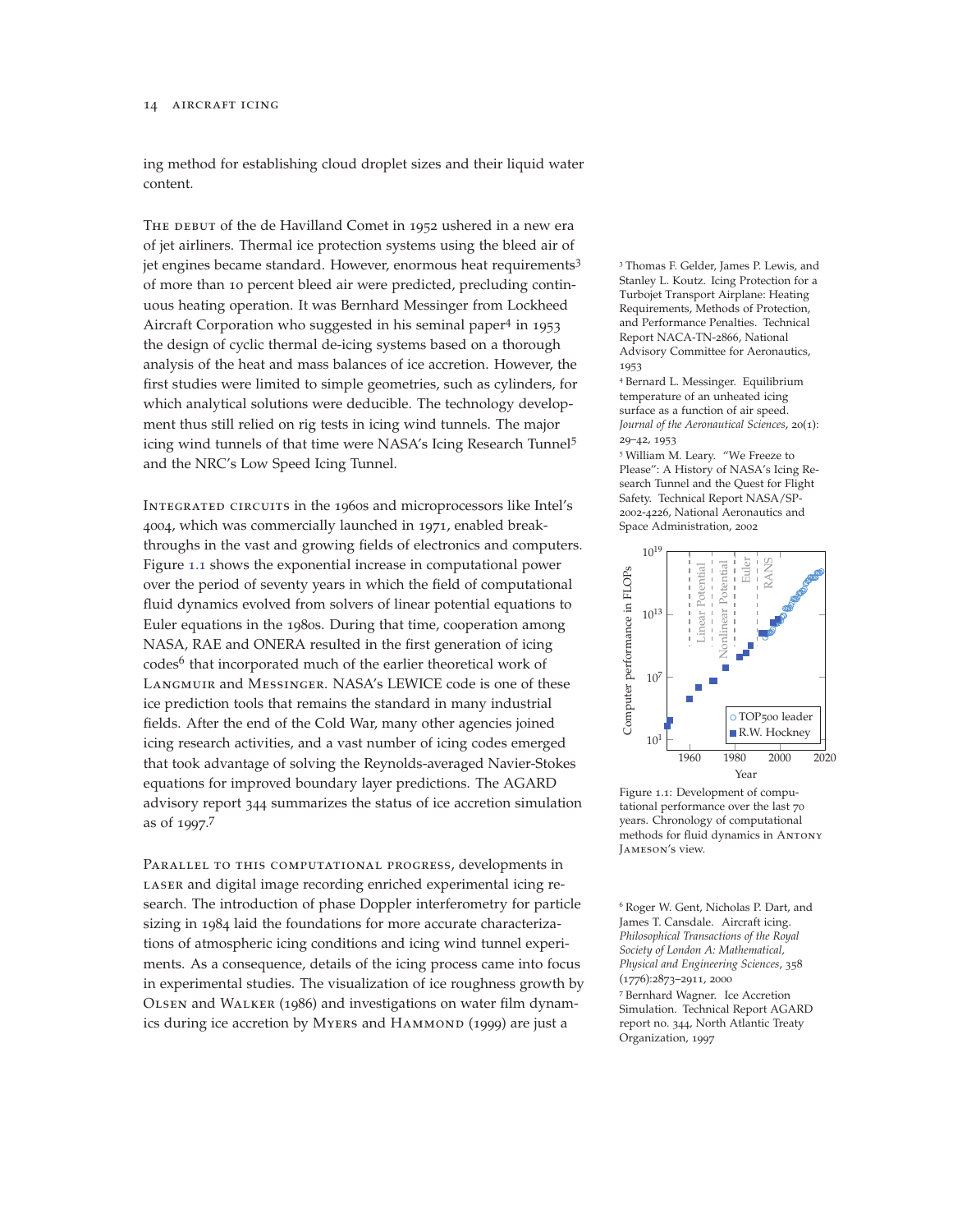ing method for establishing cloud droplet sizes and their liquid water content.

THE DEBUT of the de Havilland Comet in 1952 ushered in a new era of jet airliners. Thermal ice protection systems using the bleed air of jet engines became standard. However, enormous heat requirements[3] of more than 10 percent bleed air were predicted, precluding continuous heating operation. It was Bernhard Messinger from Lockheed Aircraft Corporation who suggested in his seminal paper[4] in 1953 the design of cyclic thermal de-icing systems based on a thorough analysis of the heat and mass balances of ice accretion. However, the first studies were limited to simple geometries, such as cylinders, for which analytical solutions were deducible. The technology development thus still relied on rig tests in icing wind tunnels. The major icing wind tunnels of that time were NASA's Icing Research Tunnel[5] and the NRC's Low Speed Icing Tunnel.

[3] Thomas F. Gelder, James P. Lewis, and Stanley L. Koutz. Icing Protection for a Turbojet Transport Airplane: Heating Requirements, Methods of Protection, and Performance Penalties. Technical Report NACA-TN-2866, National Advisory Committee for Aeronautics, 1953

[4] Bernard L. Messinger. Equilibrium temperature of an unheated icing surface as a function of air speed. *Journal of the Aeronautical Sciences*, 20(1): 29–42, 1953

[5] William M. Leary. "We Freeze to Please": A History of NASA's Icing Research Tunnel and the Quest for Flight Safety. Technical Report NASA/SP-2002-4226, National Aeronautics and Space Administration, 2002

INTEGRATED CIRCUITS in the 1960s and microprocessors like Intel's 4004, which was commercially launched in 1971, enabled breakthroughs in the vast and growing fields of electronics and computers. Figure 1.1 shows the exponential increase in computational power over the period of seventy years in which the field of computational fluid dynamics evolved from solvers of linear potential equations to Euler equations in the 1980s. During that time, cooperation among NASA, RAE and ONERA resulted in the first generation of icing codes[6] that incorporated much of the earlier theoretical work of LANGMUIR and MESSINGER. NASA's LEWICE code is one of these ice prediction tools that remains the standard in many industrial fields. After the end of the Cold War, many other agencies joined icing research activities, and a vast number of icing codes emerged that took advantage of solving the Reynolds-averaged Navier-Stokes equations for improved boundary layer predictions. The AGARD advisory report 344 summarizes the status of ice accretion simulation as of 1997.[7]

Figure 1.1: Development of computational performance over the last 70 years. Chronology of computational methods for fluid dynamics in ANTONY JAMESON's view.

[6] Roger W. Gent, Nicholas P. Dart, and James T. Cansdale. Aircraft icing. *Philosophical Transactions of the Royal Society of London A: Mathematical, Physical and Engineering Sciences*, 358 (1776):2873–2911, 2000

[7] Bernhard Wagner. Ice Accretion Simulation. Technical Report AGARD report no. 344, North Atlantic Treaty Organization, 1997

PARALLEL TO THIS COMPUTATIONAL PROGRESS, developments in LASER and digital image recording enriched experimental icing research. The introduction of phase Doppler interferometry for particle sizing in 1984 laid the foundations for more accurate characterizations of atmospheric icing conditions and icing wind tunnel experiments. As a consequence, details of the icing process came into focus in experimental studies. The visualization of ice roughness growth by OLSEN and WALKER (1986) and investigations on water film dynamics during ice accretion by MYERS and HAMMOND (1999) are just a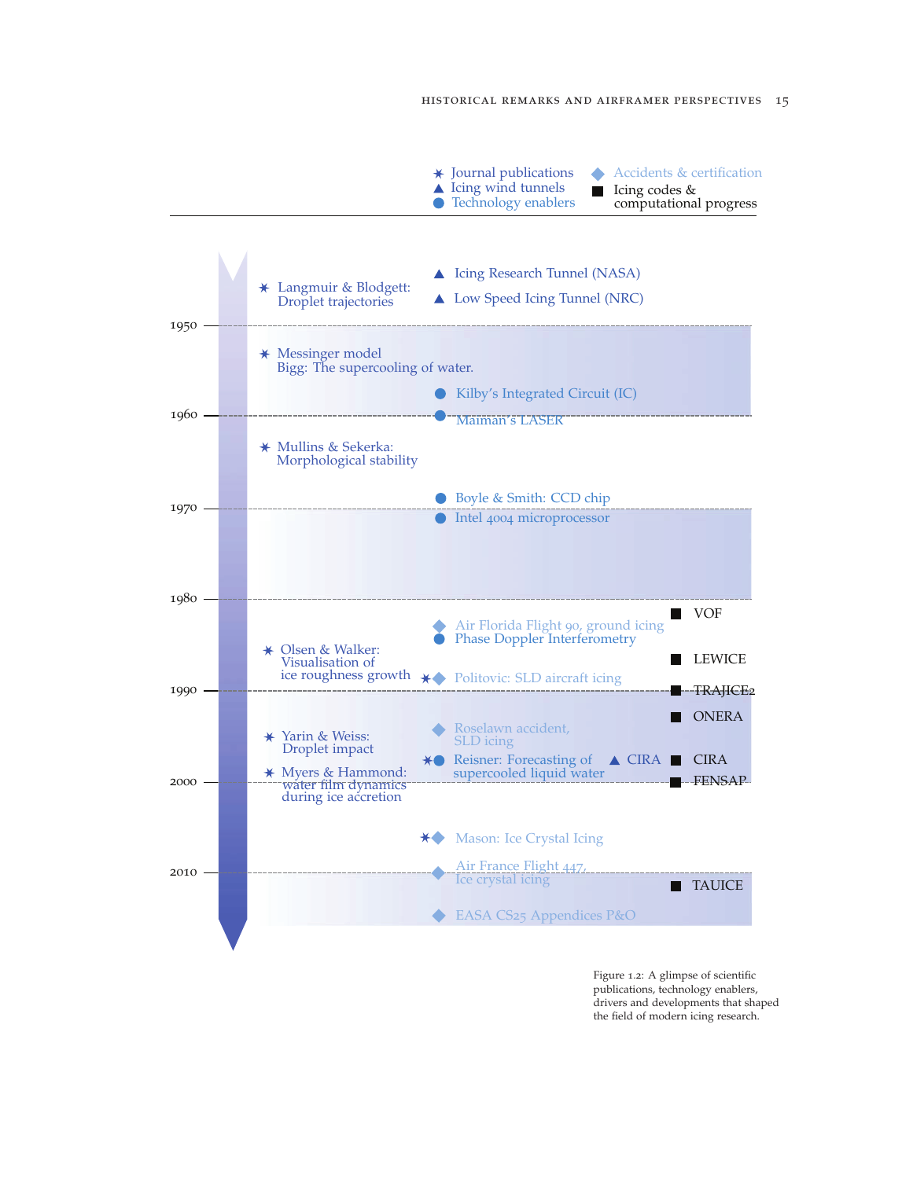Journal publications
Icing wind tunnels
Technology enablers
Accidents & certification
Icing codes & computational progress

| Year | Journal publications | Technology enablers / Wind tunnels / Accidents & certification | Icing codes & computational progress |
| --- | --- | --- | --- |
| pre-1950 | Langmuir & Blodgett: Droplet trajectories | Icing Research Tunnel (NASA); Low Speed Icing Tunnel (NRC) | |
| 1950 | Messinger model; Bigg: The supercooling of water. | Kilby's Integrated Circuit (IC) | |
| 1960 | Mullins & Sekerka: Morphological stability | Maiman's LASER | |
| 1970 | | Boyle & Smith: CCD chip; Intel 4004 microprocessor | |
| 1980 | Olsen & Walker: Visualisation of ice roughness growth | Air Florida Flight 90, ground icing; Phase Doppler Interferometry; Politovic: SLD aircraft icing | VOF; LEWICE; TRAJICE2 |
| 1990 | Yarin & Weiss: Droplet impact; Myers & Hammond: water film dynamics during ice accretion | Roselawn accident, SLD icing; Reisner: Forecasting of supercooled liquid water; CIRA | ONERA; CIRA; FENSAP |
| 2000 | | Mason: Ice Crystal Icing; Air France Flight 447, Ice crystal icing | |
| 2010 | | EASA CS25 Appendices P&O | TAUICE |

Figure 1.2: A glimpse of scientific publications, technology enablers, drivers and developments that shaped the field of modern icing research.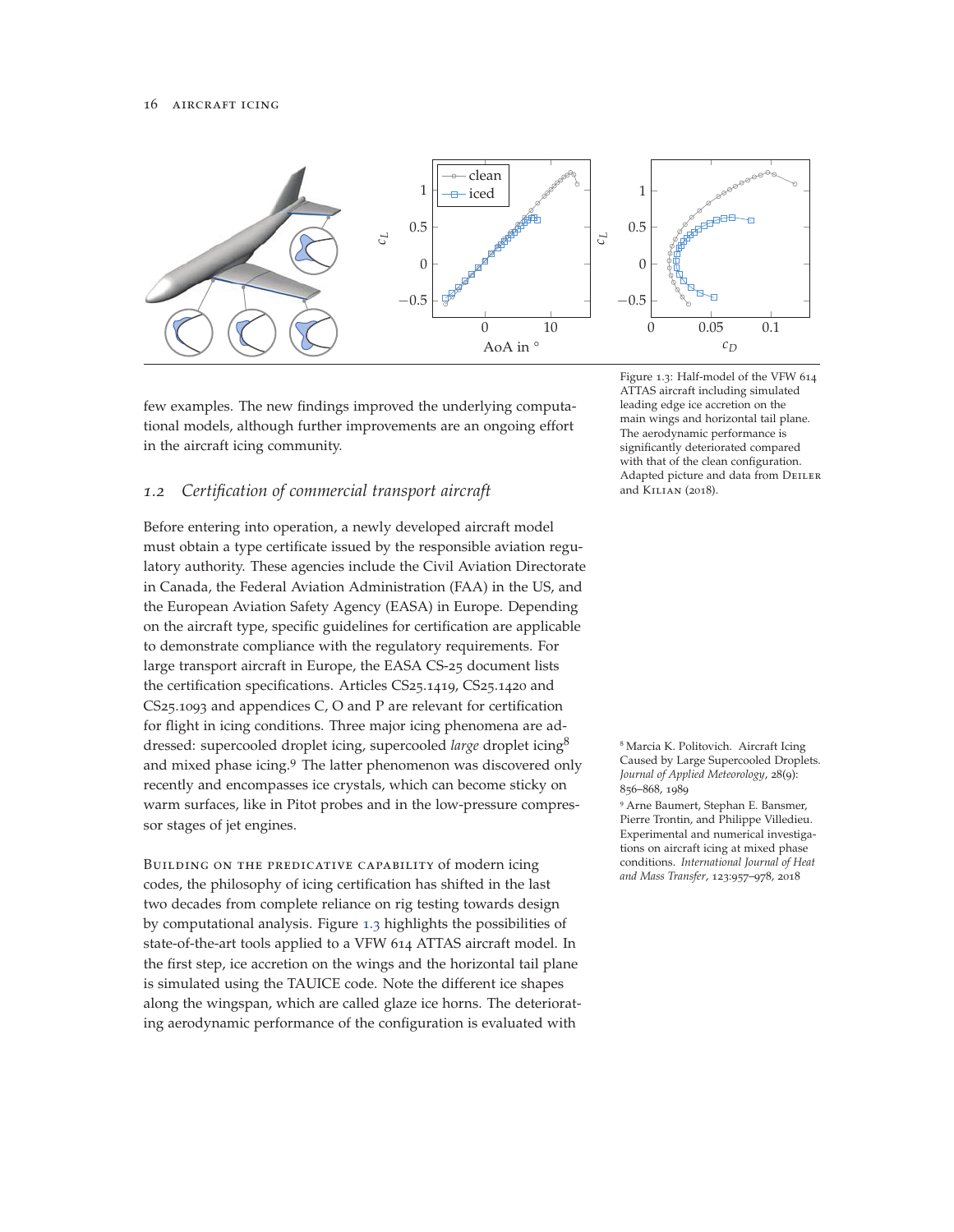few examples. The new findings improved the underlying computational models, although further improvements are an ongoing effort in the aircraft icing community.

Figure 1.3: Half-model of the VFW 614 ATTAS aircraft including simulated leading edge ice accretion on the main wings and horizontal tail plane. The aerodynamic performance is significantly deteriorated compared with that of the clean configuration. Adapted picture and data from Deiler and Kilian (2018).

## 1.2 Certification of commercial transport aircraft

Before entering into operation, a newly developed aircraft model must obtain a type certificate issued by the responsible aviation regulatory authority. These agencies include the Civil Aviation Directorate in Canada, the Federal Aviation Administration (FAA) in the US, and the European Aviation Safety Agency (EASA) in Europe. Depending on the aircraft type, specific guidelines for certification are applicable to demonstrate compliance with the regulatory requirements. For large transport aircraft in Europe, the EASA CS-25 document lists the certification specifications. Articles CS25.1419, CS25.1420 and CS25.1093 and appendices C, O and P are relevant for certification for flight in icing conditions. Three major icing phenomena are addressed: supercooled droplet icing, supercooled *large* droplet icing[8] and mixed phase icing.[9] The latter phenomenon was discovered only recently and encompasses ice crystals, which can become sticky on warm surfaces, like in Pitot probes and in the low-pressure compressor stages of jet engines.

[8] Marcia K. Politovich. Aircraft Icing Caused by Large Supercooled Droplets. *Journal of Applied Meteorology*, 28(9): 856–868, 1989

[9] Arne Baumert, Stephan E. Bansmer, Pierre Trontin, and Philippe Villedieu. Experimental and numerical investigations on aircraft icing at mixed phase conditions. *International Journal of Heat and Mass Transfer*, 123:957–978, 2018

Building on the predicative capability of modern icing codes, the philosophy of icing certification has shifted in the last two decades from complete reliance on rig testing towards design by computational analysis. Figure 1.3 highlights the possibilities of state-of-the-art tools applied to a VFW 614 ATTAS aircraft model. In the first step, ice accretion on the wings and the horizontal tail plane is simulated using the TAUICE code. Note the different ice shapes along the wingspan, which are called glaze ice horns. The deteriorating aerodynamic performance of the configuration is evaluated with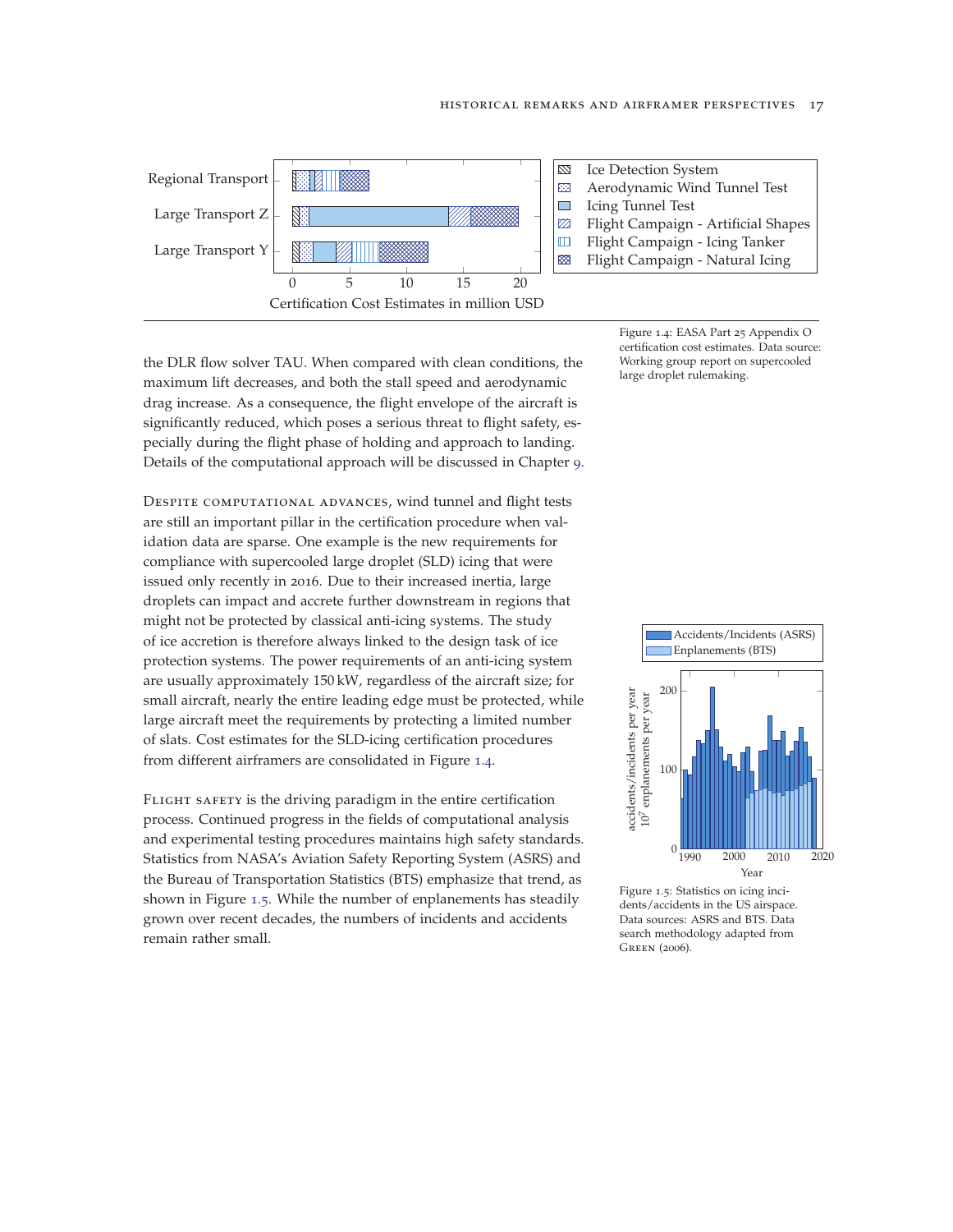the DLR flow solver TAU. When compared with clean conditions, the maximum lift decreases, and both the stall speed and aerodynamic drag increase. As a consequence, the flight envelope of the aircraft is significantly reduced, which poses a serious threat to flight safety, especially during the flight phase of holding and approach to landing. Details of the computational approach will be discussed in Chapter 9.

Figure 1.4: EASA Part 25 Appendix O certification cost estimates. Data source: Working group report on supercooled large droplet rulemaking.

Despite computational advances, wind tunnel and flight tests are still an important pillar in the certification procedure when validation data are sparse. One example is the new requirements for compliance with supercooled large droplet (SLD) icing that were issued only recently in 2016. Due to their increased inertia, large droplets can impact and accrete further downstream in regions that might not be protected by classical anti-icing systems. The study of ice accretion is therefore always linked to the design task of ice protection systems. The power requirements of an anti-icing system are usually approximately 150 kW, regardless of the aircraft size; for small aircraft, nearly the entire leading edge must be protected, while large aircraft meet the requirements by protecting a limited number of slats. Cost estimates for the SLD-icing certification procedures from different airframers are consolidated in Figure 1.4.

Flight safety is the driving paradigm in the entire certification process. Continued progress in the fields of computational analysis and experimental testing procedures maintains high safety standards. Statistics from NASA's Aviation Safety Reporting System (ASRS) and the Bureau of Transportation Statistics (BTS) emphasize that trend, as shown in Figure 1.5. While the number of enplanements has steadily grown over recent decades, the numbers of incidents and accidents remain rather small.

Figure 1.5: Statistics on icing incidents/accidents in the US airspace. Data sources: ASRS and BTS. Data search methodology adapted from Green (2006).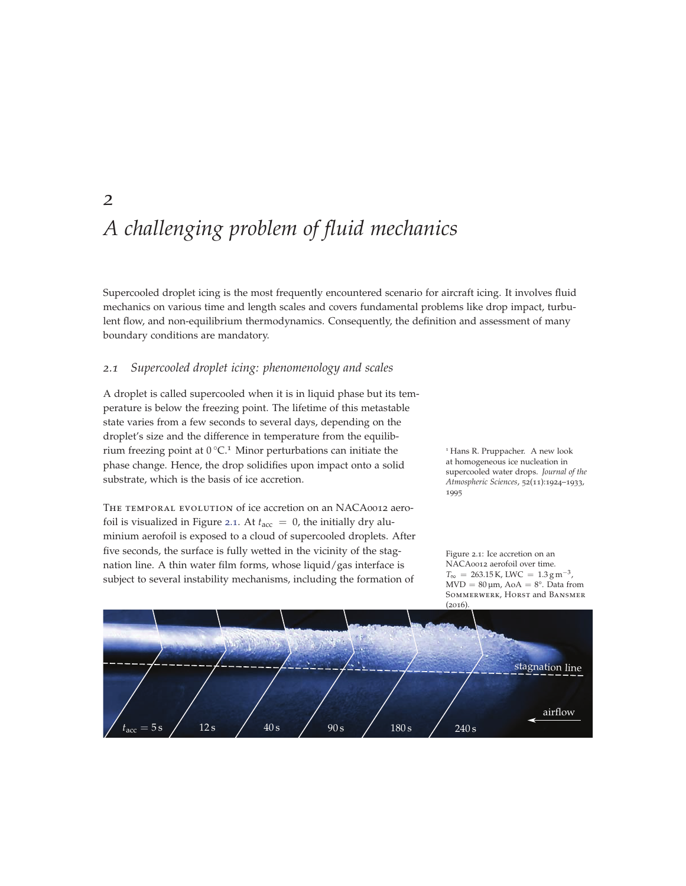# 2

# *A challenging problem of fluid mechanics*

Supercooled droplet icing is the most frequently encountered scenario for aircraft icing. It involves fluid mechanics on various time and length scales and covers fundamental problems like drop impact, turbulent flow, and non-equilibrium thermodynamics. Consequently, the definition and assessment of many boundary conditions are mandatory.

## *2.1 Supercooled droplet icing: phenomenology and scales*

A droplet is called supercooled when it is in liquid phase but its temperature is below the freezing point. The lifetime of this metastable state varies from a few seconds to several days, depending on the droplet's size and the difference in temperature from the equilibrium freezing point at 0 °C.[1] Minor perturbations can initiate the phase change. Hence, the drop solidifies upon impact onto a solid substrate, which is the basis of ice accretion.

[1] Hans R. Pruppacher. A new look at homogeneous ice nucleation in supercooled water drops. *Journal of the Atmospheric Sciences*, 52(11):1924–1933, 1995

The temporal evolution of ice accretion on an NACA0012 aerofoil is visualized in Figure 2.1. At $t_{\text{acc}} = 0$, the initially dry aluminium aerofoil is exposed to a cloud of supercooled droplets. After five seconds, the surface is fully wetted in the vicinity of the stagnation line. A thin water film forms, whose liquid/gas interface is subject to several instability mechanisms, including the formation of

Figure 2.1: Ice accretion on an NACA0012 aerofoil over time. $T_\infty = 263.15\,\text{K}$, LWC $= 1.3\,\text{g}\,\text{m}^{-3}$, MVD $= 80\,\mu\text{m}$, AoA $= 8°$. Data from Sommerwerk, Horst and Bansmer (2016).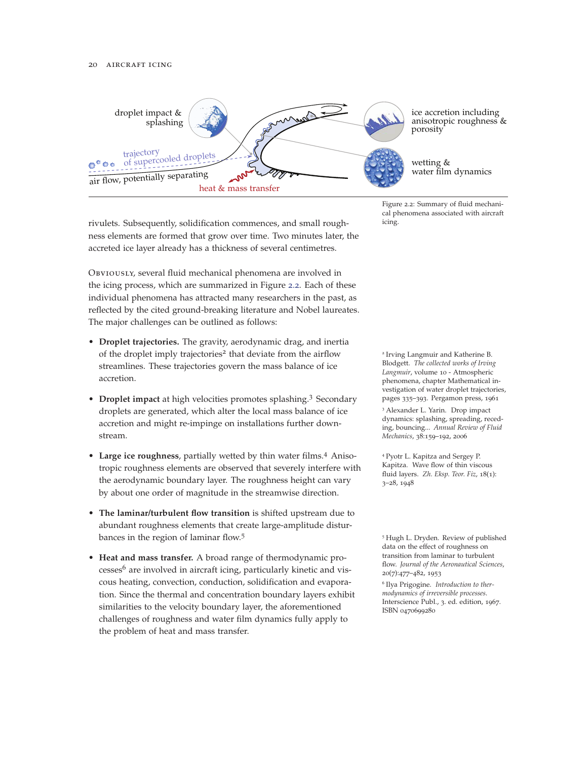Figure 2.2: Summary of fluid mechanical phenomena associated with aircraft icing.

rivulets. Subsequently, solidification commences, and small roughness elements are formed that grow over time. Two minutes later, the accreted ice layer already has a thickness of several centimetres.

Obviously, several fluid mechanical phenomena are involved in the icing process, which are summarized in Figure 2.2. Each of these individual phenomena has attracted many researchers in the past, as reflected by the cited ground-breaking literature and Nobel laureates. The major challenges can be outlined as follows:

- **Droplet trajectories.** The gravity, aerodynamic drag, and inertia of the droplet imply trajectories[2] that deviate from the airflow streamlines. These trajectories govern the mass balance of ice accretion.
- **Droplet impact** at high velocities promotes splashing.[3] Secondary droplets are generated, which alter the local mass balance of ice accretion and might re-impinge on installations further downstream.
- **Large ice roughness**, partially wetted by thin water films.[4] Anisotropic roughness elements are observed that severely interfere with the aerodynamic boundary layer. The roughness height can vary by about one order of magnitude in the streamwise direction.
- **The laminar/turbulent flow transition** is shifted upstream due to abundant roughness elements that create large-amplitude disturbances in the region of laminar flow.[5]
- **Heat and mass transfer.** A broad range of thermodynamic processes[6] are involved in aircraft icing, particularly kinetic and viscous heating, convection, conduction, solidification and evaporation. Since the thermal and concentration boundary layers exhibit similarities to the velocity boundary layer, the aforementioned challenges of roughness and water film dynamics fully apply to the problem of heat and mass transfer.

[2] Irving Langmuir and Katherine B. Blodgett. *The collected works of Irving Langmuir*, volume 10 - Atmospheric phenomena, chapter Mathematical investigation of water droplet trajectories, pages 335–393. Pergamon press, 1961

[3] Alexander L. Yarin. Drop impact dynamics: splashing, spreading, receding, bouncing... *Annual Review of Fluid Mechanics*, 38:159–192, 2006

[4] Pyotr L. Kapitza and Sergey P. Kapitza. Wave flow of thin viscous fluid layers. *Zh. Eksp. Teor. Fiz*, 18(1): 3–28, 1948

[5] Hugh L. Dryden. Review of published data on the effect of roughness on transition from laminar to turbulent flow. *Journal of the Aeronautical Sciences*, 20(7):477–482, 1953

[6] Ilya Prigogine. *Introduction to thermodynamics of irreversible processes*. Interscience Publ., 3. ed. edition, 1967. ISBN 0470699280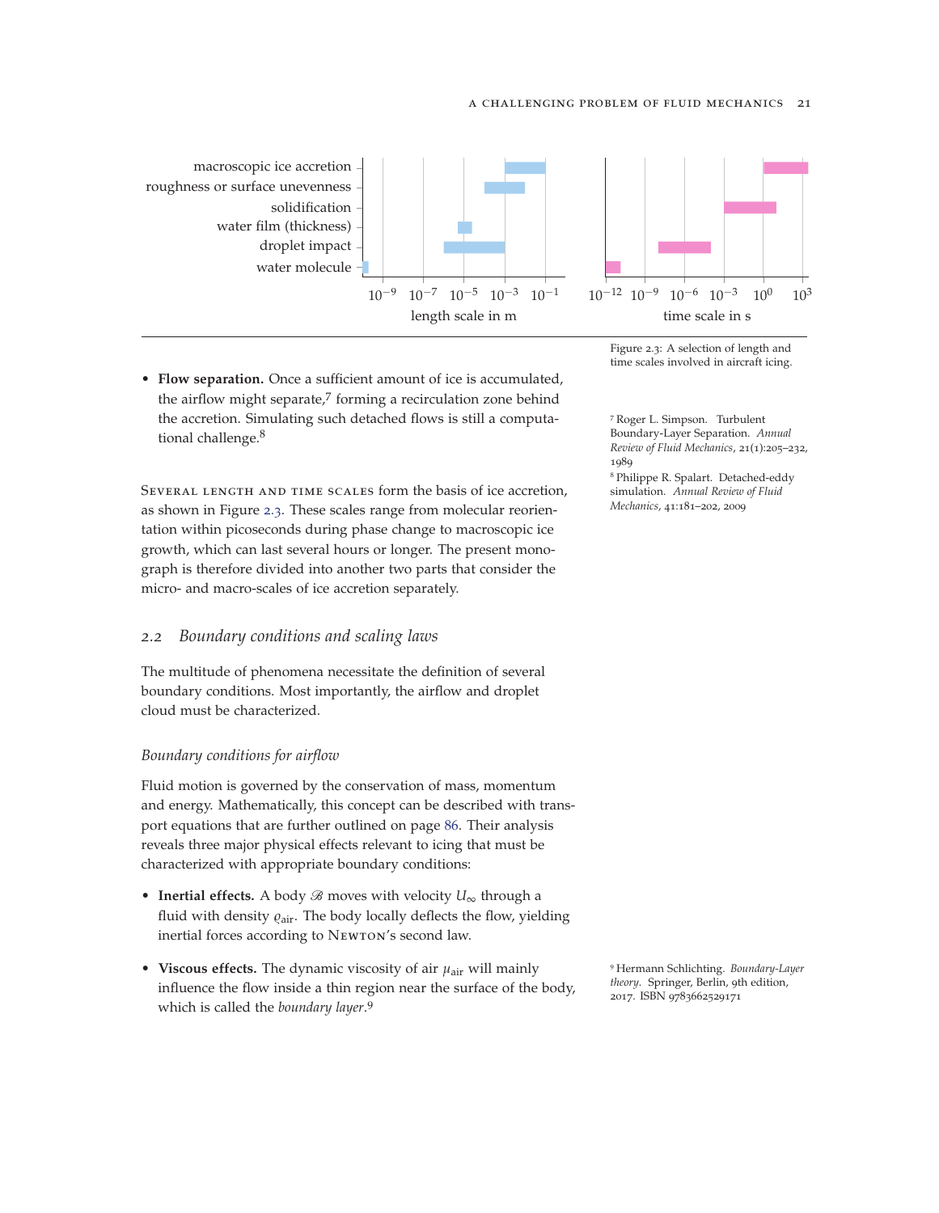macroscopic ice accretion
roughness or surface unevenness
solidification
water film (thickness)
droplet impact
water molecule

$10^{-9}$ $10^{-7}$ $10^{-5}$ $10^{-3}$ $10^{-1}$
length scale in m

$10^{-12}$ $10^{-9}$ $10^{-6}$ $10^{-3}$ $10^{0}$ $10^{3}$
time scale in s

Figure 2.3: A selection of length and time scales involved in aircraft icing.

- **Flow separation.** Once a sufficient amount of ice is accumulated, the airflow might separate,[7] forming a recirculation zone behind the accretion. Simulating such detached flows is still a computational challenge.[8]

[7] Roger L. Simpson. Turbulent Boundary-Layer Separation. *Annual Review of Fluid Mechanics*, 21(1):205–232, 1989

[8] Philippe R. Spalart. Detached-eddy simulation. *Annual Review of Fluid Mechanics*, 41:181–202, 2009

Several length and time scales form the basis of ice accretion, as shown in Figure 2.3. These scales range from molecular reorientation within picoseconds during phase change to macroscopic ice growth, which can last several hours or longer. The present monograph is therefore divided into another two parts that consider the micro- and macro-scales of ice accretion separately.

## 2.2 *Boundary conditions and scaling laws*

The multitude of phenomena necessitate the definition of several boundary conditions. Most importantly, the airflow and droplet cloud must be characterized.

### *Boundary conditions for airflow*

Fluid motion is governed by the conservation of mass, momentum and energy. Mathematically, this concept can be described with transport equations that are further outlined on page 86. Their analysis reveals three major physical effects relevant to icing that must be characterized with appropriate boundary conditions:

- **Inertial effects.** A body $\mathscr{B}$ moves with velocity $U_\infty$ through a fluid with density $\varrho_{\text{air}}$. The body locally deflects the flow, yielding inertial forces according to Newton's second law.

- **Viscous effects.** The dynamic viscosity of air $\mu_{\text{air}}$ will mainly influence the flow inside a thin region near the surface of the body, which is called the *boundary layer*.[9]

[9] Hermann Schlichting. *Boundary-Layer theory*. Springer, Berlin, 9th edition, 2017. ISBN 9783662529171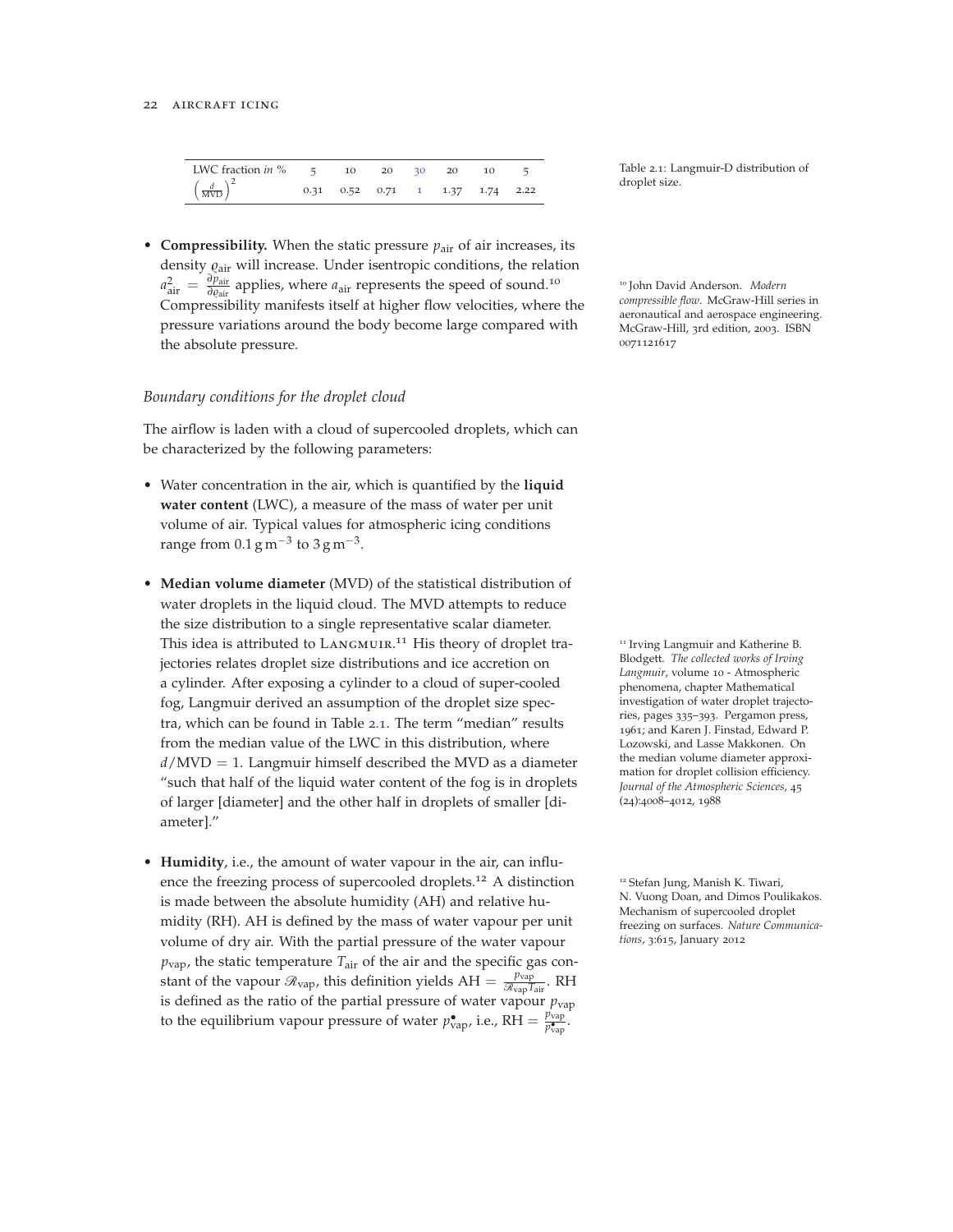| LWC fraction *in %* | 5 | 10 | 20 | 30 | 20 | 10 | 5 |
|---|---|---|---|---|---|---|---|
| $\left(\frac{d}{\mathrm{MVD}}\right)^2$ | 0.31 | 0.52 | 0.71 | 1 | 1.37 | 1.74 | 2.22 |

Table 2.1: Langmuir-D distribution of droplet size.

- **Compressibility.** When the static pressure $p_{\mathrm{air}}$ of air increases, its density $\varrho_{\mathrm{air}}$ will increase. Under isentropic conditions, the relation $a_{\mathrm{air}}^2 = \frac{\partial p_{\mathrm{air}}}{\partial \varrho_{\mathrm{air}}}$ applies, where $a_{\mathrm{air}}$ represents the speed of sound.[10] Compressibility manifests itself at higher flow velocities, where the pressure variations around the body become large compared with the absolute pressure.

[10] John David Anderson. *Modern compressible flow*. McGraw-Hill series in aeronautical and aerospace engineering. McGraw-Hill, 3rd edition, 2003. ISBN 0071121617

*Boundary conditions for the droplet cloud*

The airflow is laden with a cloud of supercooled droplets, which can be characterized by the following parameters:

- Water concentration in the air, which is quantified by the **liquid water content** (LWC), a measure of the mass of water per unit volume of air. Typical values for atmospheric icing conditions range from $0.1\,\mathrm{g\,m^{-3}}$ to $3\,\mathrm{g\,m^{-3}}$.

- **Median volume diameter** (MVD) of the statistical distribution of water droplets in the liquid cloud. The MVD attempts to reduce the size distribution to a single representative scalar diameter. This idea is attributed to Langmuir.[11] His theory of droplet trajectories relates droplet size distributions and ice accretion on a cylinder. After exposing a cylinder to a cloud of super-cooled fog, Langmuir derived an assumption of the droplet size spectra, which can be found in Table 2.1. The term "median" results from the median value of the LWC in this distribution, where $d/\mathrm{MVD} = 1$. Langmuir himself described the MVD as a diameter "such that half of the liquid water content of the fog is in droplets of larger [diameter] and the other half in droplets of smaller [diameter]."

[11] Irving Langmuir and Katherine B. Blodgett. *The collected works of Irving Langmuir*, volume 10 - Atmospheric phenomena, chapter Mathematical investigation of water droplet trajectories, pages 335–393. Pergamon press, 1961; and Karen J. Finstad, Edward P. Lozowski, and Lasse Makkonen. On the median volume diameter approximation for droplet collision efficiency. *Journal of the Atmospheric Sciences*, 45 (24):4008–4012, 1988

- **Humidity**, i.e., the amount of water vapour in the air, can influence the freezing process of supercooled droplets.[12] A distinction is made between the absolute humidity (AH) and relative humidity (RH). AH is defined by the mass of water vapour per unit volume of dry air. With the partial pressure of the water vapour $p_{\mathrm{vap}}$, the static temperature $T_{\mathrm{air}}$ of the air and the specific gas constant of the vapour $\mathscr{R}_{\mathrm{vap}}$, this definition yields $\mathrm{AH} = \frac{p_{\mathrm{vap}}}{\mathscr{R}_{\mathrm{vap}} T_{\mathrm{air}}}$. RH is defined as the ratio of the partial pressure of water vapour $p_{\mathrm{vap}}$ to the equilibrium vapour pressure of water $p_{\mathrm{vap}}^{\bullet}$, i.e., $\mathrm{RH} = \frac{p_{\mathrm{vap}}}{p_{\mathrm{vap}}^{\bullet}}$.

[12] Stefan Jung, Manish K. Tiwari, N. Vuong Doan, and Dimos Poulikakos. Mechanism of supercooled droplet freezing on surfaces. *Nature Communications*, 3:615, January 2012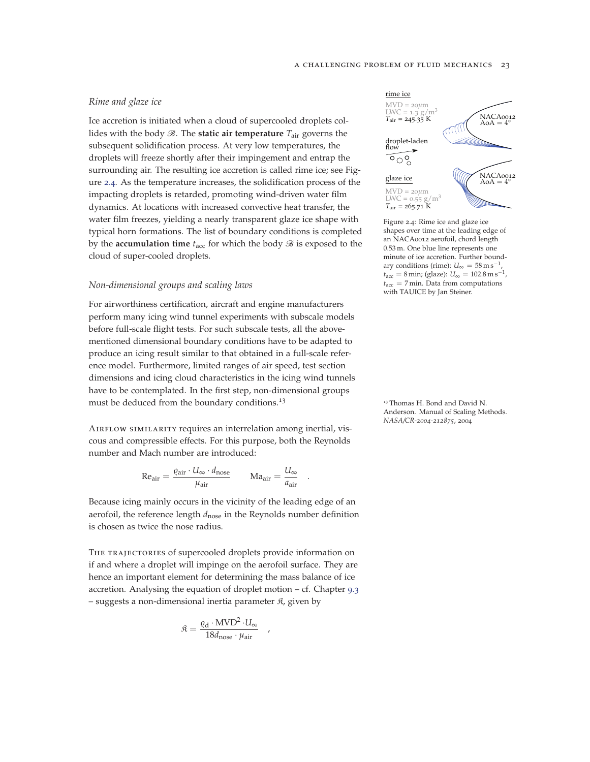### *Rime and glaze ice*

Ice accretion is initiated when a cloud of supercooled droplets collides with the body $\mathscr{B}$. The **static air temperature** $T_{\text{air}}$ governs the subsequent solidification process. At very low temperatures, the droplets will freeze shortly after their impingement and entrap the surrounding air. The resulting ice accretion is called rime ice; see Figure 2.4. As the temperature increases, the solidification process of the impacting droplets is retarded, promoting wind-driven water film dynamics. At locations with increased convective heat transfer, the water film freezes, yielding a nearly transparent glaze ice shape with typical horn formations. The list of boundary conditions is completed by the **accumulation time** $t_{\text{acc}}$ for which the body $\mathscr{B}$ is exposed to the cloud of super-cooled droplets.

Figure 2.4: Rime ice and glaze ice shapes over time at the leading edge of an NACA0012 aerofoil, chord length 0.53 m. One blue line represents one minute of ice accretion. Further boundary conditions (rime): $U_\infty = 58\,\text{m}\,\text{s}^{-1}$, $t_{\text{acc}} = 8\,\text{min}$; (glaze): $U_\infty = 102.8\,\text{m}\,\text{s}^{-1}$, $t_{\text{acc}} = 7\,\text{min}$. Data from computations with TAUICE by Jan Steiner.

### *Non-dimensional groups and scaling laws*

For airworthiness certification, aircraft and engine manufacturers perform many icing wind tunnel experiments with subscale models before full-scale flight tests. For such subscale tests, all the above-mentioned dimensional boundary conditions have to be adapted to produce an icing result similar to that obtained in a full-scale reference model. Furthermore, limited ranges of air speed, test section dimensions and icing cloud characteristics in the icing wind tunnels have to be contemplated. In the first step, non-dimensional groups must be deduced from the boundary conditions.[13]

[13] Thomas H. Bond and David N. Anderson. Manual of Scaling Methods. *NASA/CR-2004-212875*, 2004

Airflow similarity requires an interrelation among inertial, viscous and compressible effects. For this purpose, both the Reynolds number and Mach number are introduced:

$$\text{Re}_{\text{air}} = \frac{\varrho_{\text{air}} \cdot U_\infty \cdot d_{\text{nose}}}{\mu_{\text{air}}} \qquad \text{Ma}_{\text{air}} = \frac{U_\infty}{a_{\text{air}}} \quad .$$

Because icing mainly occurs in the vicinity of the leading edge of an aerofoil, the reference length $d_{\text{nose}}$ in the Reynolds number definition is chosen as twice the nose radius.

The trajectories of supercooled droplets provide information on if and where a droplet will impinge on the aerofoil surface. They are hence an important element for determining the mass balance of ice accretion. Analysing the equation of droplet motion – cf. Chapter 9.3 – suggests a non-dimensional inertia parameter $\mathfrak{K}$, given by

$$\mathfrak{K} = \frac{\varrho_{\text{d}} \cdot \text{MVD}^2 \cdot U_\infty}{18 d_{\text{nose}} \cdot \mu_{\text{air}}} \quad ,$$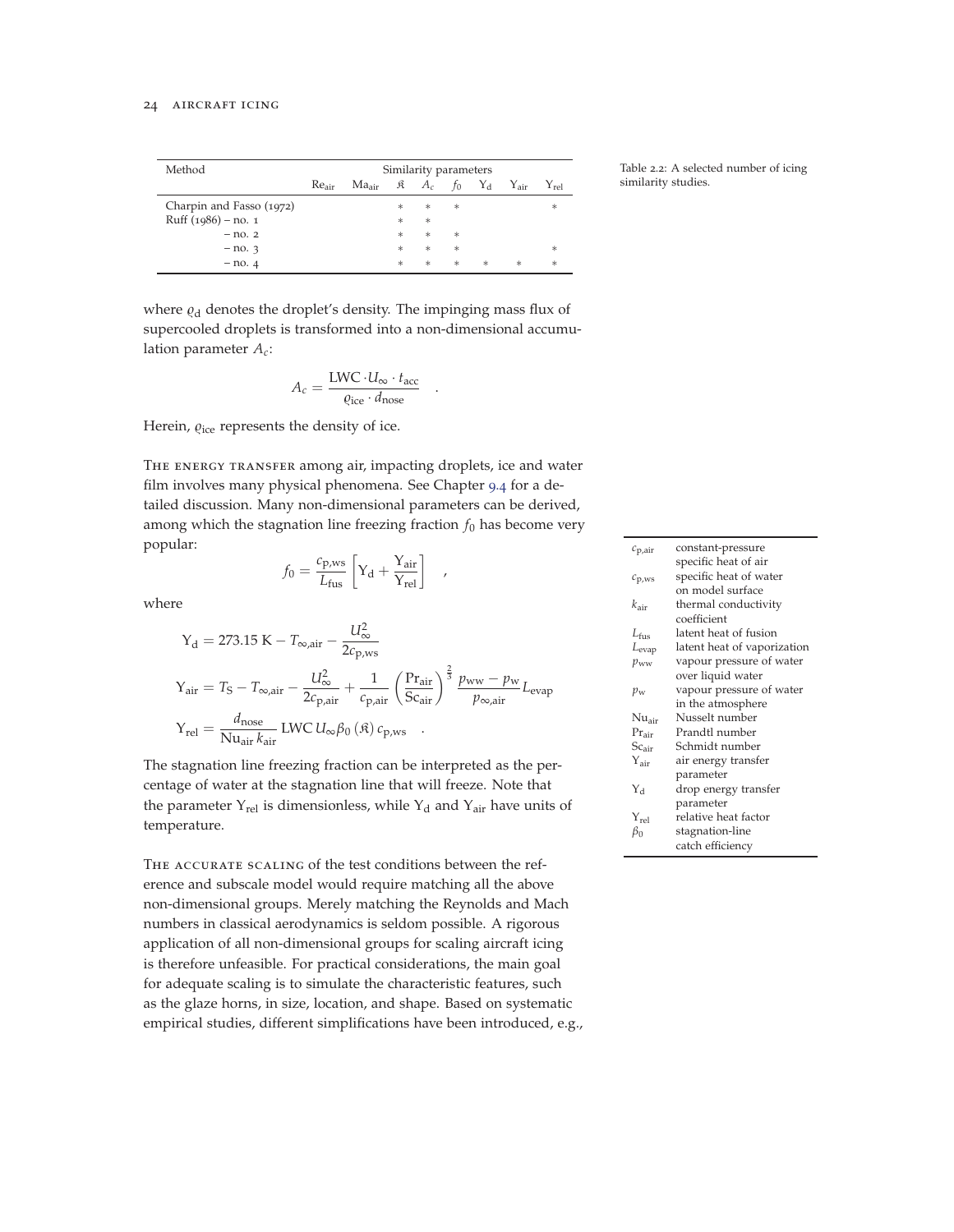| Method | Similarity parameters | | | | | | | |
|---|---|---|---|---|---|---|---|---|
| | $\mathrm{Re_{air}}$ | $\mathrm{Ma_{air}}$ | $\mathfrak{K}$ | $A_c$ | $f_0$ | $\Upsilon_\mathrm{d}$ | $\Upsilon_\mathrm{air}$ | $\Upsilon_\mathrm{rel}$ |
| Charpin and Fasso (1972) | | | * | * | * | | | * |
| Ruff (1986) – no. 1 | | | * | * | | | | |
| – no. 2 | | | * | * | * | | | |
| – no. 3 | | | * | * | * | | | * |
| – no. 4 | | | * | * | * | * | * | * |

Table 2.2: A selected number of icing similarity studies.

where $\varrho_\mathrm{d}$ denotes the droplet's density. The impinging mass flux of supercooled droplets is transformed into a non-dimensional accumulation parameter $A_c$:

$$A_c = \frac{\mathrm{LWC} \cdot U_\infty \cdot t_\mathrm{acc}}{\varrho_\mathrm{ice} \cdot d_\mathrm{nose}} \quad .$$

Herein, $\varrho_\mathrm{ice}$ represents the density of ice.

The energy transfer among air, impacting droplets, ice and water film involves many physical phenomena. See Chapter 9.4 for a detailed discussion. Many non-dimensional parameters can be derived, among which the stagnation line freezing fraction $f_0$ has become very popular:

$$f_0 = \frac{c_\mathrm{p,ws}}{L_\mathrm{fus}} \left[ \Upsilon_\mathrm{d} + \frac{\Upsilon_\mathrm{air}}{\Upsilon_\mathrm{rel}} \right] \quad ,$$

where

$$\Upsilon_\mathrm{d} = 273.15\,\mathrm{K} - T_{\infty,\mathrm{air}} - \frac{U_\infty^2}{2 c_\mathrm{p,ws}}$$

$$\Upsilon_\mathrm{air} = T_\mathrm{S} - T_{\infty,\mathrm{air}} - \frac{U_\infty^2}{2 c_\mathrm{p,air}} + \frac{1}{c_\mathrm{p,air}} \left( \frac{\mathrm{Pr_{air}}}{\mathrm{Sc_{air}}} \right)^{\frac{2}{3}} \frac{p_\mathrm{ww} - p_\mathrm{w}}{p_{\infty,\mathrm{air}}} L_\mathrm{evap}$$

$$\Upsilon_\mathrm{rel} = \frac{d_\mathrm{nose}}{\mathrm{Nu_{air}}\, k_\mathrm{air}} \mathrm{LWC}\, U_\infty \beta_0 \left( \mathfrak{K} \right) c_\mathrm{p,ws} \quad .$$

The stagnation line freezing fraction can be interpreted as the percentage of water at the stagnation line that will freeze. Note that the parameter $\Upsilon_\mathrm{rel}$ is dimensionless, while $\Upsilon_\mathrm{d}$ and $\Upsilon_\mathrm{air}$ have units of temperature.

| | |
|---|---|
| $c_\mathrm{p,air}$ | constant-pressure specific heat of air |
| $c_\mathrm{p,ws}$ | specific heat of water on model surface |
| $k_\mathrm{air}$ | thermal conductivity coefficient |
| $L_\mathrm{fus}$ | latent heat of fusion |
| $L_\mathrm{evap}$ | latent heat of vaporization |
| $p_\mathrm{ww}$ | vapour pressure of water over liquid water |
| $p_\mathrm{w}$ | vapour pressure of water in the atmosphere |
| $\mathrm{Nu_{air}}$ | Nusselt number |
| $\mathrm{Pr_{air}}$ | Prandtl number |
| $\mathrm{Sc_{air}}$ | Schmidt number |
| $\Upsilon_\mathrm{air}$ | air energy transfer parameter |
| $\Upsilon_\mathrm{d}$ | drop energy transfer parameter |
| $\Upsilon_\mathrm{rel}$ | relative heat factor |
| $\beta_0$ | stagnation-line catch efficiency |

The accurate scaling of the test conditions between the reference and subscale model would require matching all the above non-dimensional groups. Merely matching the Reynolds and Mach numbers in classical aerodynamics is seldom possible. A rigorous application of all non-dimensional groups for scaling aircraft icing is therefore unfeasible. For practical considerations, the main goal for adequate scaling is to simulate the characteristic features, such as the glaze horns, in size, location, and shape. Based on systematic empirical studies, different simplifications have been introduced, e.g.,